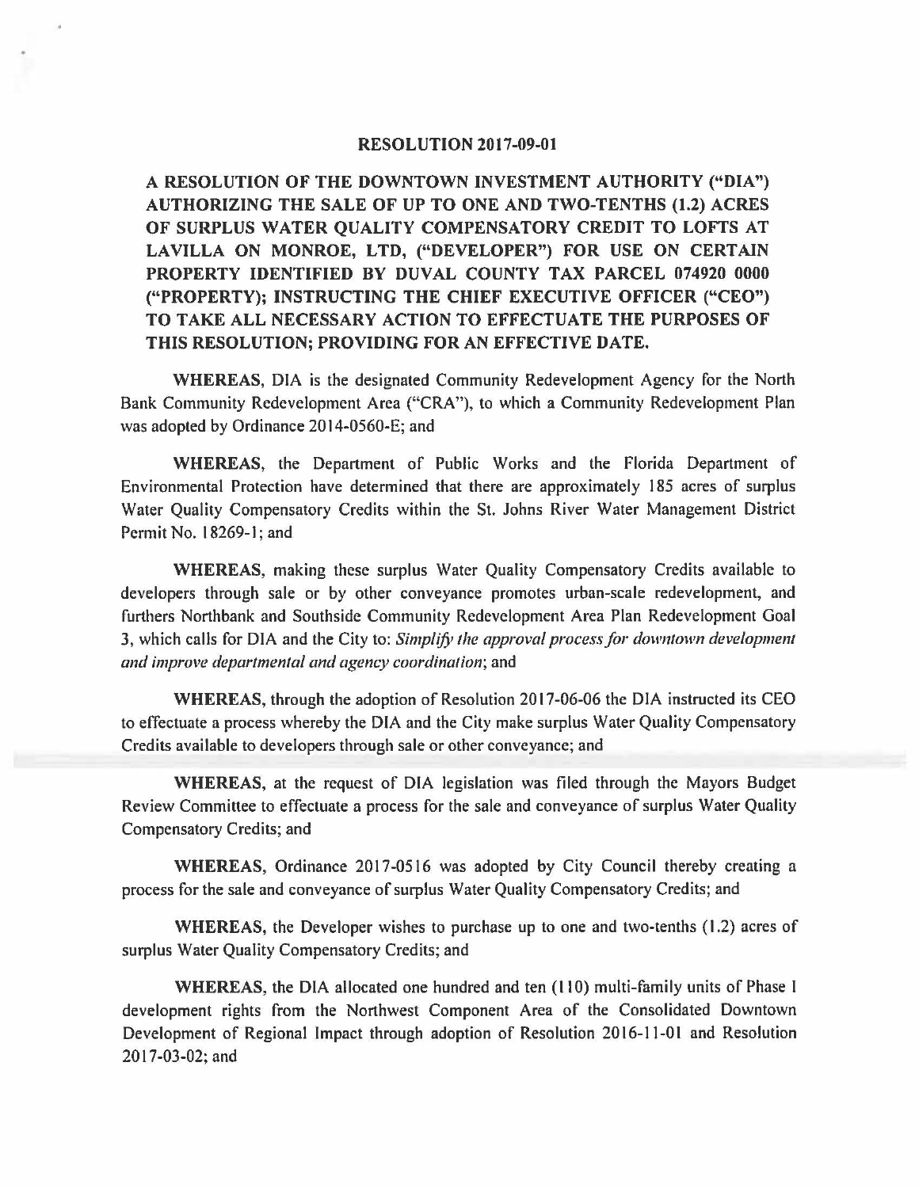# RESOLUTION 2017-09-01

**A RESOLUTION OF THE DOWNTOWN INVESTMENT AUTHORITY ("DIA") AUTHORIZING THE SALE OF UP TO ONE AND TWO-TENTHS (1.2) ACRES OF SURPLUS WATER QUALITY COMPENSATORY CREDIT TO LOFTS AT LAVILLA ON MONROE, LTD, ("DEVELOPER") FOR USE ON CERTAIN PROPERTY IDENTIFIED BY DUVAL COUNTY TAX PARCEL 074920 0000 ("PROPERTY); INSTRUCTING THE CHIEF EXECUTIVE OFFICER ("CEO") TO TAKE ALL NECESSARY ACTION TO EFFECTUATE THE PURPOSES OF THIS RESOLUTION; PROVIDING FOR AN EFFECTIVE DATE.**

**WHEREAS**, DIA is the designated Community Redevelopment Agency for the North Bank Community Redevelopment Area ("CRA"), to which a Community Redevelopment Plan was adopted by Ordinance 2014-0560-E; and

**WHEREAS**, the Department of Public Works and the Florida Department of Environmental Protection have determined that there are approximately 185 acres of surplus Water Quality Compensatory Credits within the St. Johns River Water Management District Permit No. 18269-1; and

**WHEREAS**, making these surplus Water Quality Compensatory Credits available to developers through sale or by other conveyance promotes urban-scale redevelopment, and furthers Northbank and Southside Community Redevelopment Area Plan Redevelopment Goal 3, which calls for DIA and the City to: *Simplify the approval process for downtown development and improve departmental and agency coordination*; and

**WHEREAS**, through the adoption of Resolution 2017-06-06 the DIA instructed its CEO to effectuate a process whereby the DIA and the City make surplus Water Quality Compensatory Credits available to developers through sale or other conveyance; and

**WHEREAS**, at the request of DIA legislation was filed through the Mayors Budget Review Committee to effectuate a process for the sale and conveyance of surplus Water Quality Compensatory Credits; and

**WHEREAS**, Ordinance 2017-0516 was adopted by City Council thereby creating a process for the sale and conveyance of surplus Water Quality Compensatory Credits; and

**WHEREAS**, the Developer wishes to purchase up to one and two-tenths (1.2) acres of surplus Water Quality Compensatory Credits; and

**WHEREAS**, the DIA allocated one hundred and ten (110) multi-family units of Phase I development rights from the Northwest Component Area of the Consolidated Downtown Development of Regional Impact through adoption of Resolution 2016-11-01 and Resolution 2017-03-02; and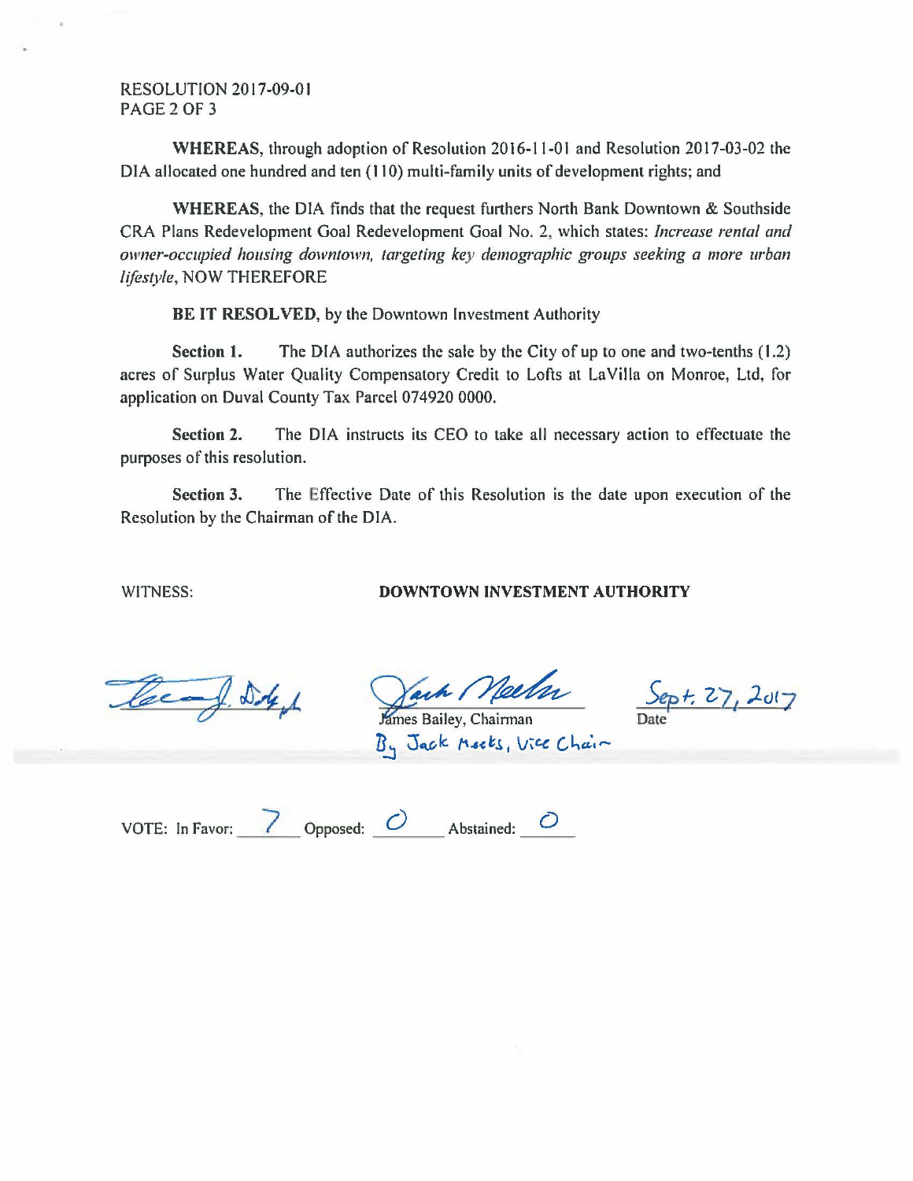RESOLUTION 2017-09-01
PAGE 2 OF 3

**WHEREAS**, through adoption of Resolution 2016-11-01 and Resolution 2017-03-02 the DIA allocated one hundred and ten (110) multi-family units of development rights; and

**WHEREAS**, the DIA finds that the request furthers North Bank Downtown & Southside CRA Plans Redevelopment Goal Redevelopment Goal No. 2, which states: *Increase rental and owner-occupied housing downtown, targeting key demographic groups seeking a more urban lifestyle*, NOW THEREFORE

**BE IT RESOLVED**, by the Downtown Investment Authority

**Section 1.** The DIA authorizes the sale by the City of up to one and two-tenths (1.2) acres of Surplus Water Quality Compensatory Credit to Lofts at LaVilla on Monroe, Ltd, for application on Duval County Tax Parcel 074920 0000.

**Section 2.** The DIA instructs its CEO to take all necessary action to effectuate the purposes of this resolution.

**Section 3.** The Effective Date of this Resolution is the date upon execution of the Resolution by the Chairman of the DIA.

WITNESS: **DOWNTOWN INVESTMENT AUTHORITY**

James Bailey, Chairman
By Jack Meeks, Vice Chair

Sept. 27, 2017
Date

VOTE: In Favor: 7 Opposed: 0 Abstained: 0